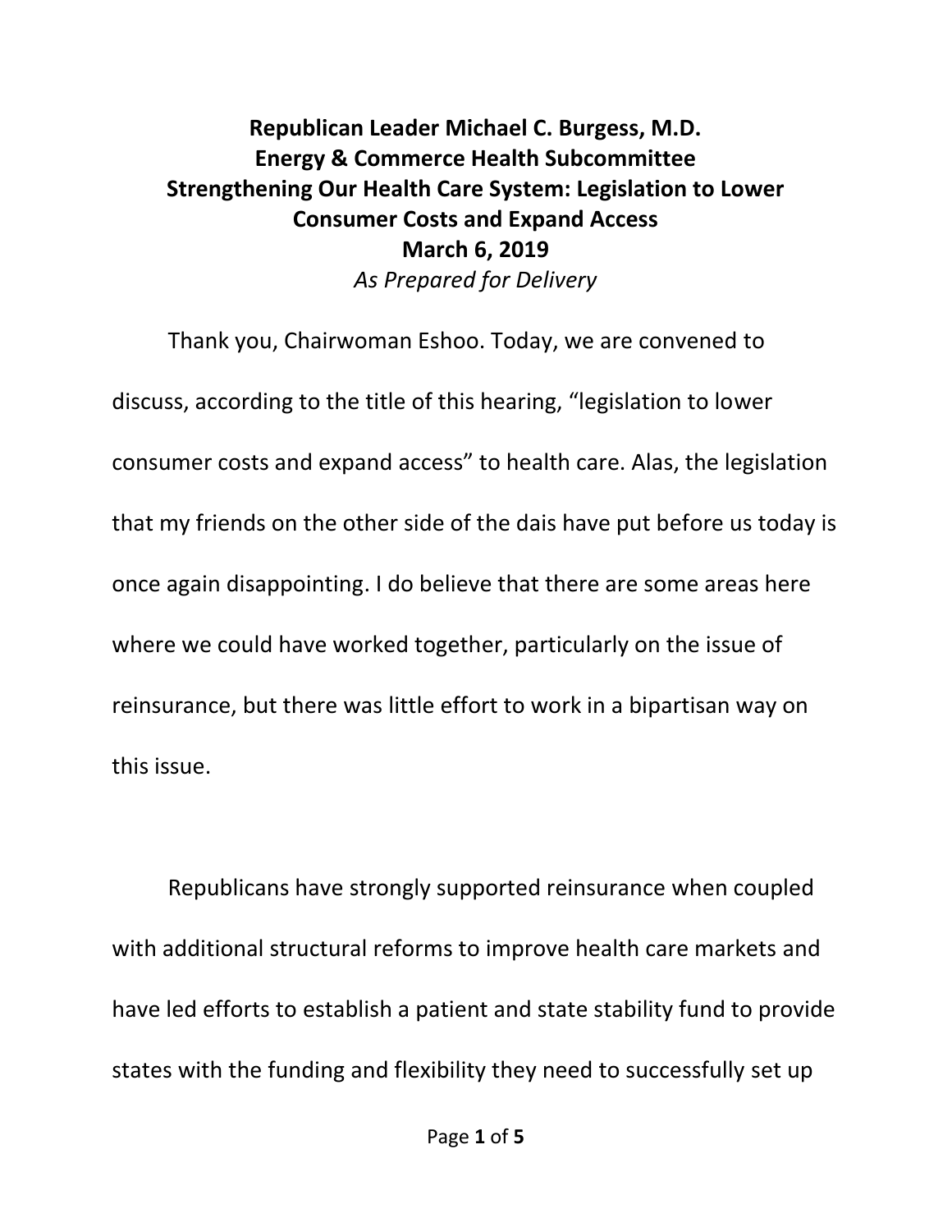**Republican Leader Michael C. Burgess, M.D.**
**Energy & Commerce Health Subcommittee**
**Strengthening Our Health Care System: Legislation to Lower Consumer Costs and Expand Access**
**March 6, 2019**
*As Prepared for Delivery*

Thank you, Chairwoman Eshoo. Today, we are convened to discuss, according to the title of this hearing, "legislation to lower consumer costs and expand access" to health care. Alas, the legislation that my friends on the other side of the dais have put before us today is once again disappointing. I do believe that there are some areas here where we could have worked together, particularly on the issue of reinsurance, but there was little effort to work in a bipartisan way on this issue.

Republicans have strongly supported reinsurance when coupled with additional structural reforms to improve health care markets and have led efforts to establish a patient and state stability fund to provide states with the funding and flexibility they need to successfully set up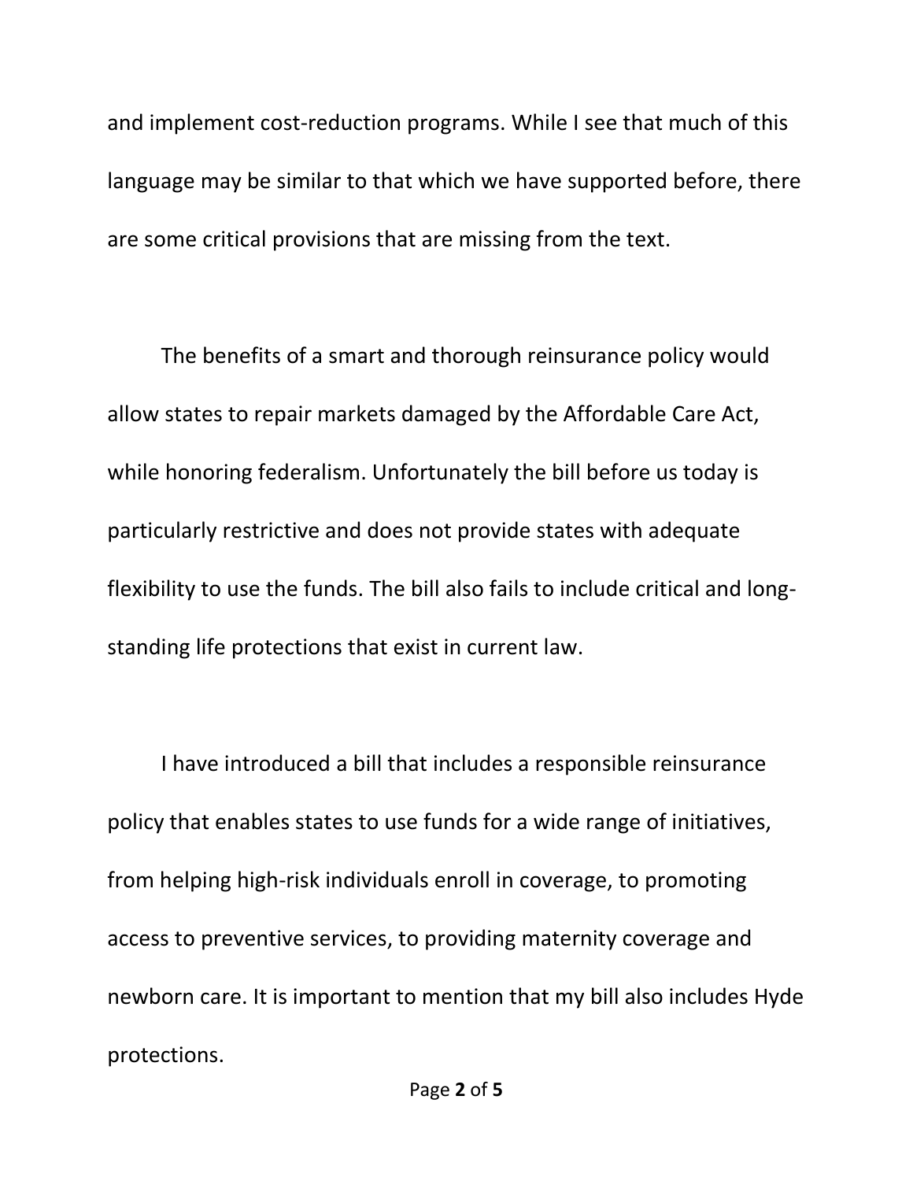and implement cost-reduction programs. While I see that much of this language may be similar to that which we have supported before, there are some critical provisions that are missing from the text.

The benefits of a smart and thorough reinsurance policy would allow states to repair markets damaged by the Affordable Care Act, while honoring federalism. Unfortunately the bill before us today is particularly restrictive and does not provide states with adequate flexibility to use the funds. The bill also fails to include critical and long-standing life protections that exist in current law.

I have introduced a bill that includes a responsible reinsurance policy that enables states to use funds for a wide range of initiatives, from helping high-risk individuals enroll in coverage, to promoting access to preventive services, to providing maternity coverage and newborn care. It is important to mention that my bill also includes Hyde protections.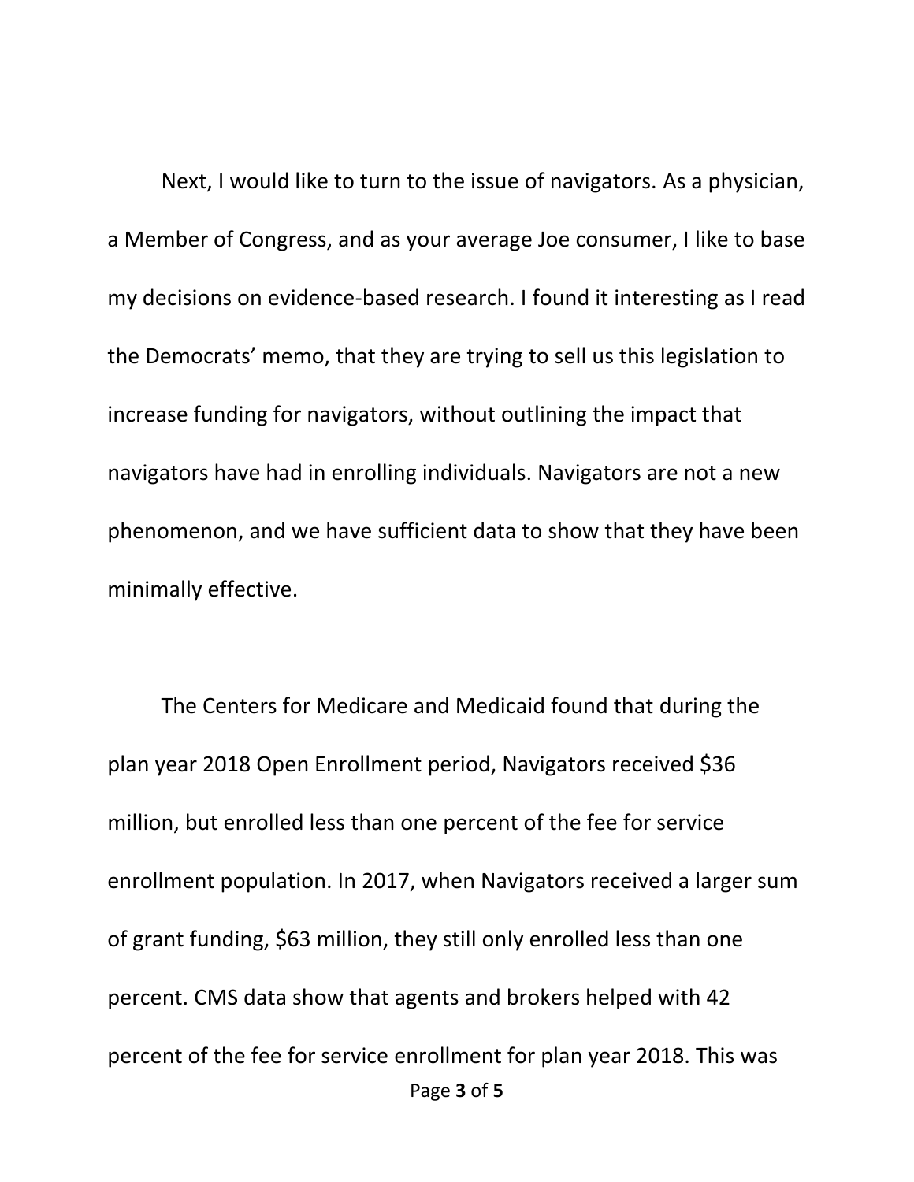Next, I would like to turn to the issue of navigators. As a physician, a Member of Congress, and as your average Joe consumer, I like to base my decisions on evidence-based research. I found it interesting as I read the Democrats' memo, that they are trying to sell us this legislation to increase funding for navigators, without outlining the impact that navigators have had in enrolling individuals. Navigators are not a new phenomenon, and we have sufficient data to show that they have been minimally effective.

The Centers for Medicare and Medicaid found that during the plan year 2018 Open Enrollment period, Navigators received $36 million, but enrolled less than one percent of the fee for service enrollment population. In 2017, when Navigators received a larger sum of grant funding, $63 million, they still only enrolled less than one percent. CMS data show that agents and brokers helped with 42 percent of the fee for service enrollment for plan year 2018. This was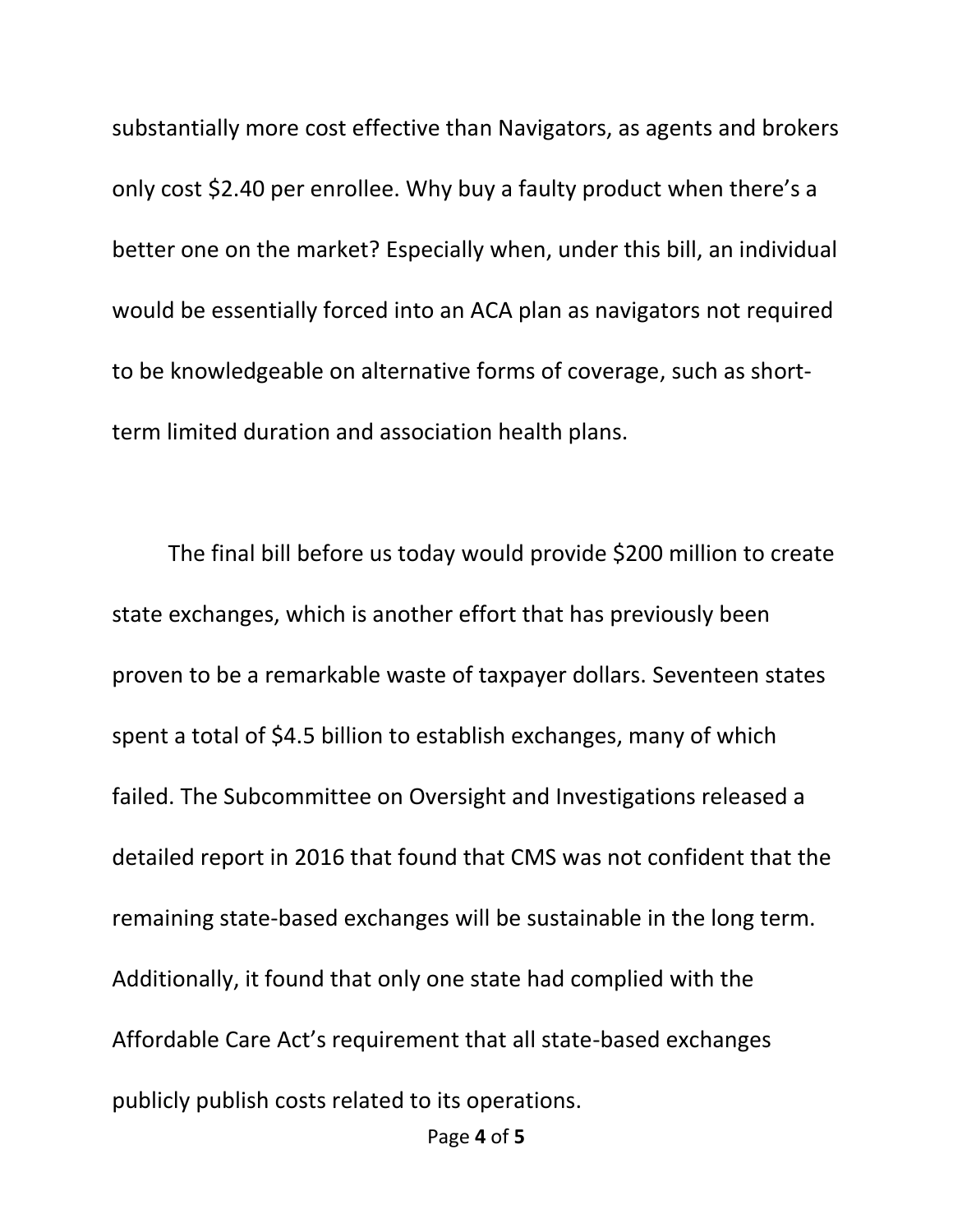substantially more cost effective than Navigators, as agents and brokers only cost $2.40 per enrollee. Why buy a faulty product when there's a better one on the market? Especially when, under this bill, an individual would be essentially forced into an ACA plan as navigators not required to be knowledgeable on alternative forms of coverage, such as short-term limited duration and association health plans.

The final bill before us today would provide $200 million to create state exchanges, which is another effort that has previously been proven to be a remarkable waste of taxpayer dollars. Seventeen states spent a total of $4.5 billion to establish exchanges, many of which failed. The Subcommittee on Oversight and Investigations released a detailed report in 2016 that found that CMS was not confident that the remaining state-based exchanges will be sustainable in the long term. Additionally, it found that only one state had complied with the Affordable Care Act's requirement that all state-based exchanges publicly publish costs related to its operations.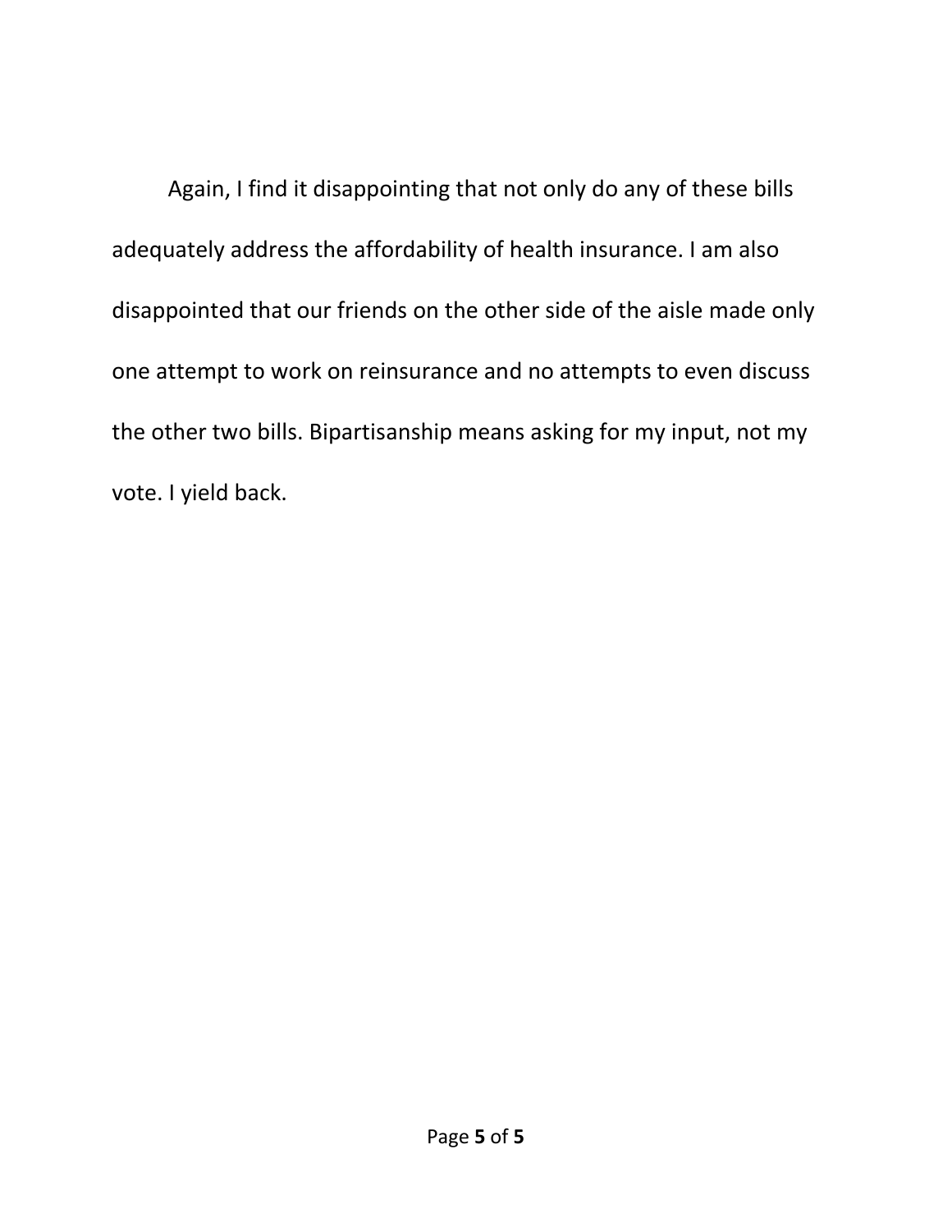Again, I find it disappointing that not only do any of these bills adequately address the affordability of health insurance. I am also disappointed that our friends on the other side of the aisle made only one attempt to work on reinsurance and no attempts to even discuss the other two bills. Bipartisanship means asking for my input, not my vote. I yield back.